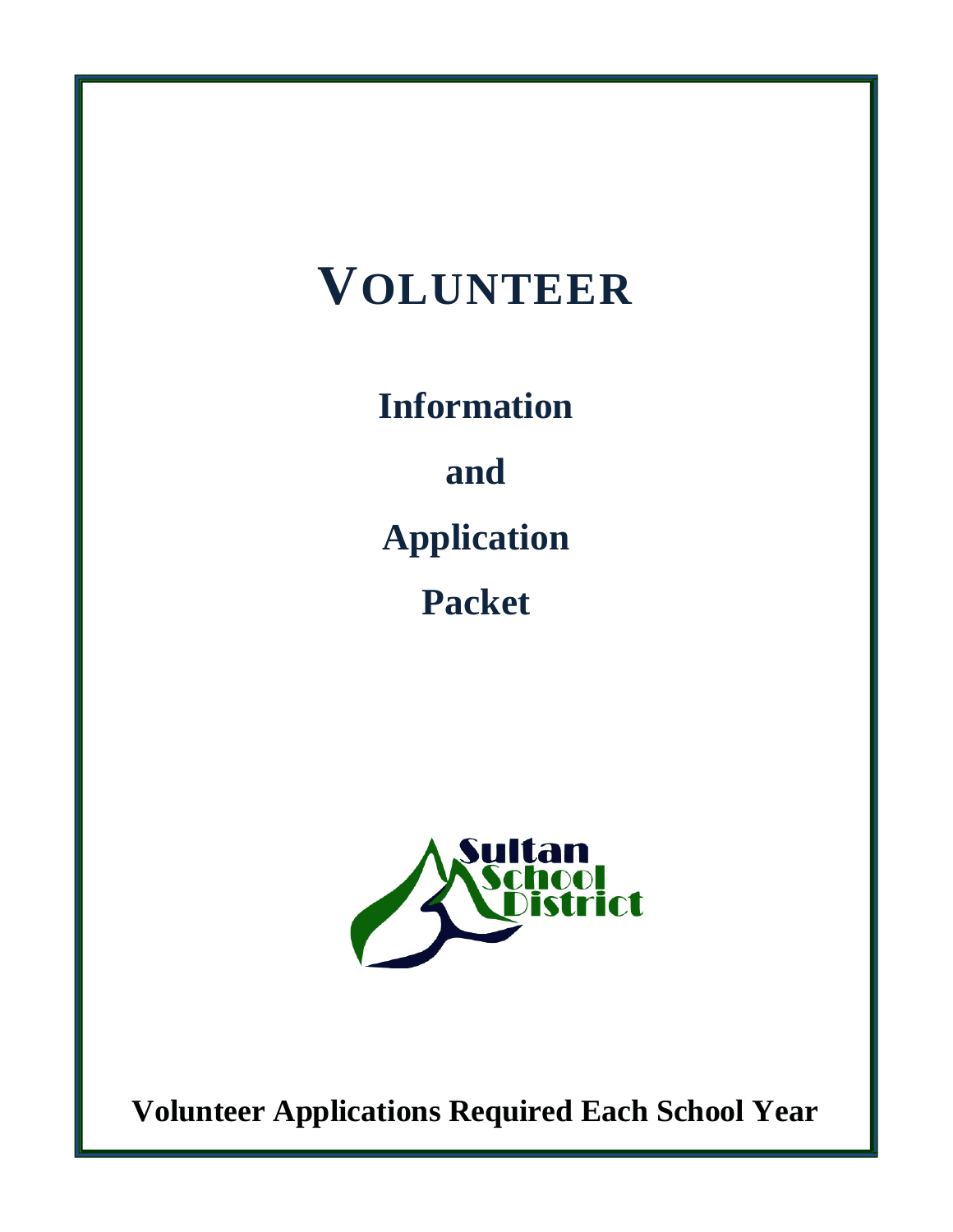# VOLUNTEER

## Information

## and

## Application

## Packet

Sultan School District

**Volunteer Applications Required Each School Year**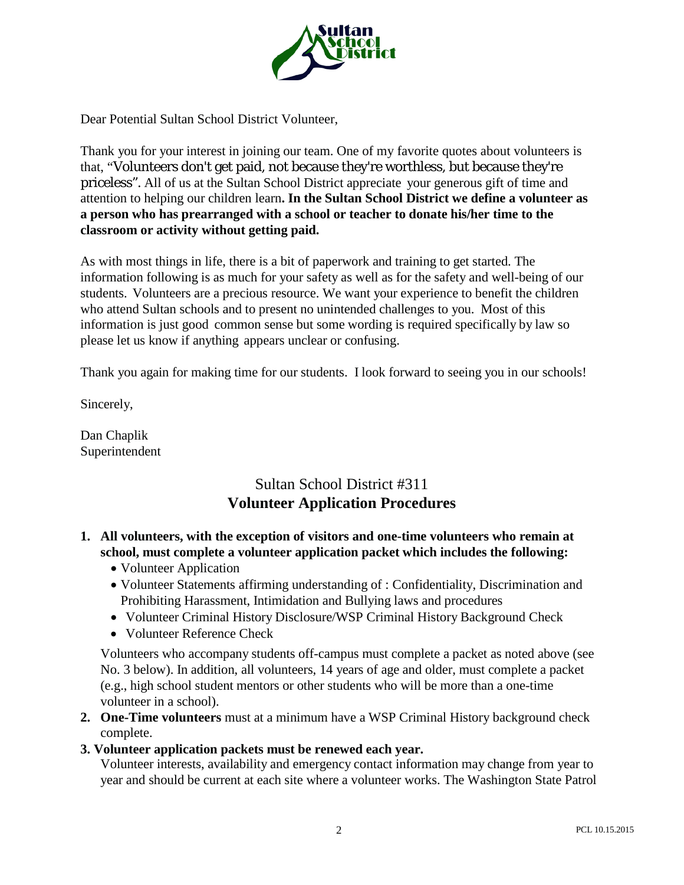Dear Potential Sultan School District Volunteer,

Thank you for your interest in joining our team. One of my favorite quotes about volunteers is that, "Volunteers don't get paid, not because they're worthless, but because they're priceless". All of us at the Sultan School District appreciate your generous gift of time and attention to helping our children learn**. In the Sultan School District we define a volunteer as a person who has prearranged with a school or teacher to donate his/her time to the classroom or activity without getting paid.**

As with most things in life, there is a bit of paperwork and training to get started. The information following is as much for your safety as well as for the safety and well-being of our students. Volunteers are a precious resource. We want your experience to benefit the children who attend Sultan schools and to present no unintended challenges to you. Most of this information is just good common sense but some wording is required specifically by law so please let us know if anything appears unclear or confusing.

Thank you again for making time for our students. I look forward to seeing you in our schools!

Sincerely,

Dan Chaplik
Superintendent

## Sultan School District #311
## Volunteer Application Procedures

1. **All volunteers, with the exception of visitors and one-time volunteers who remain at school, must complete a volunteer application packet which includes the following:**
   - Volunteer Application
   - Volunteer Statements affirming understanding of : Confidentiality, Discrimination and Prohibiting Harassment, Intimidation and Bullying laws and procedures
   - Volunteer Criminal History Disclosure/WSP Criminal History Background Check
   - Volunteer Reference Check

   Volunteers who accompany students off-campus must complete a packet as noted above (see No. 3 below). In addition, all volunteers, 14 years of age and older, must complete a packet (e.g., high school student mentors or other students who will be more than a one-time volunteer in a school).
2. **One-Time volunteers** must at a minimum have a WSP Criminal History background check complete.
3. **Volunteer application packets must be renewed each year.**
   Volunteer interests, availability and emergency contact information may change from year to year and should be current at each site where a volunteer works. The Washington State Patrol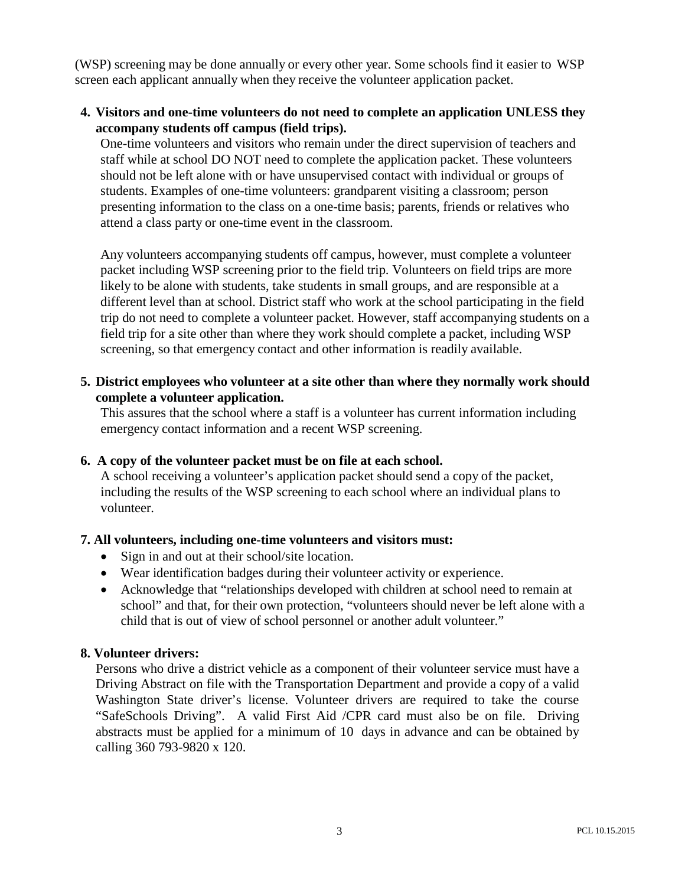(WSP) screening may be done annually or every other year. Some schools find it easier to WSP screen each applicant annually when they receive the volunteer application packet.

4. **Visitors and one-time volunteers do not need to complete an application UNLESS they accompany students off campus (field trips).**

   One-time volunteers and visitors who remain under the direct supervision of teachers and staff while at school DO NOT need to complete the application packet. These volunteers should not be left alone with or have unsupervised contact with individual or groups of students. Examples of one-time volunteers: grandparent visiting a classroom; person presenting information to the class on a one-time basis; parents, friends or relatives who attend a class party or one-time event in the classroom.

   Any volunteers accompanying students off campus, however, must complete a volunteer packet including WSP screening prior to the field trip. Volunteers on field trips are more likely to be alone with students, take students in small groups, and are responsible at a different level than at school. District staff who work at the school participating in the field trip do not need to complete a volunteer packet. However, staff accompanying students on a field trip for a site other than where they work should complete a packet, including WSP screening, so that emergency contact and other information is readily available.

5. **District employees who volunteer at a site other than where they normally work should complete a volunteer application.**

   This assures that the school where a staff is a volunteer has current information including emergency contact information and a recent WSP screening.

6. **A copy of the volunteer packet must be on file at each school.**

   A school receiving a volunteer's application packet should send a copy of the packet, including the results of the WSP screening to each school where an individual plans to volunteer.

7. **All volunteers, including one-time volunteers and visitors must:**
   - Sign in and out at their school/site location.
   - Wear identification badges during their volunteer activity or experience.
   - Acknowledge that "relationships developed with children at school need to remain at school" and that, for their own protection, "volunteers should never be left alone with a child that is out of view of school personnel or another adult volunteer."

8. **Volunteer drivers:**

   Persons who drive a district vehicle as a component of their volunteer service must have a Driving Abstract on file with the Transportation Department and provide a copy of a valid Washington State driver's license. Volunteer drivers are required to take the course "SafeSchools Driving". A valid First Aid /CPR card must also be on file. Driving abstracts must be applied for a minimum of 10 days in advance and can be obtained by calling 360 793-9820 x 120.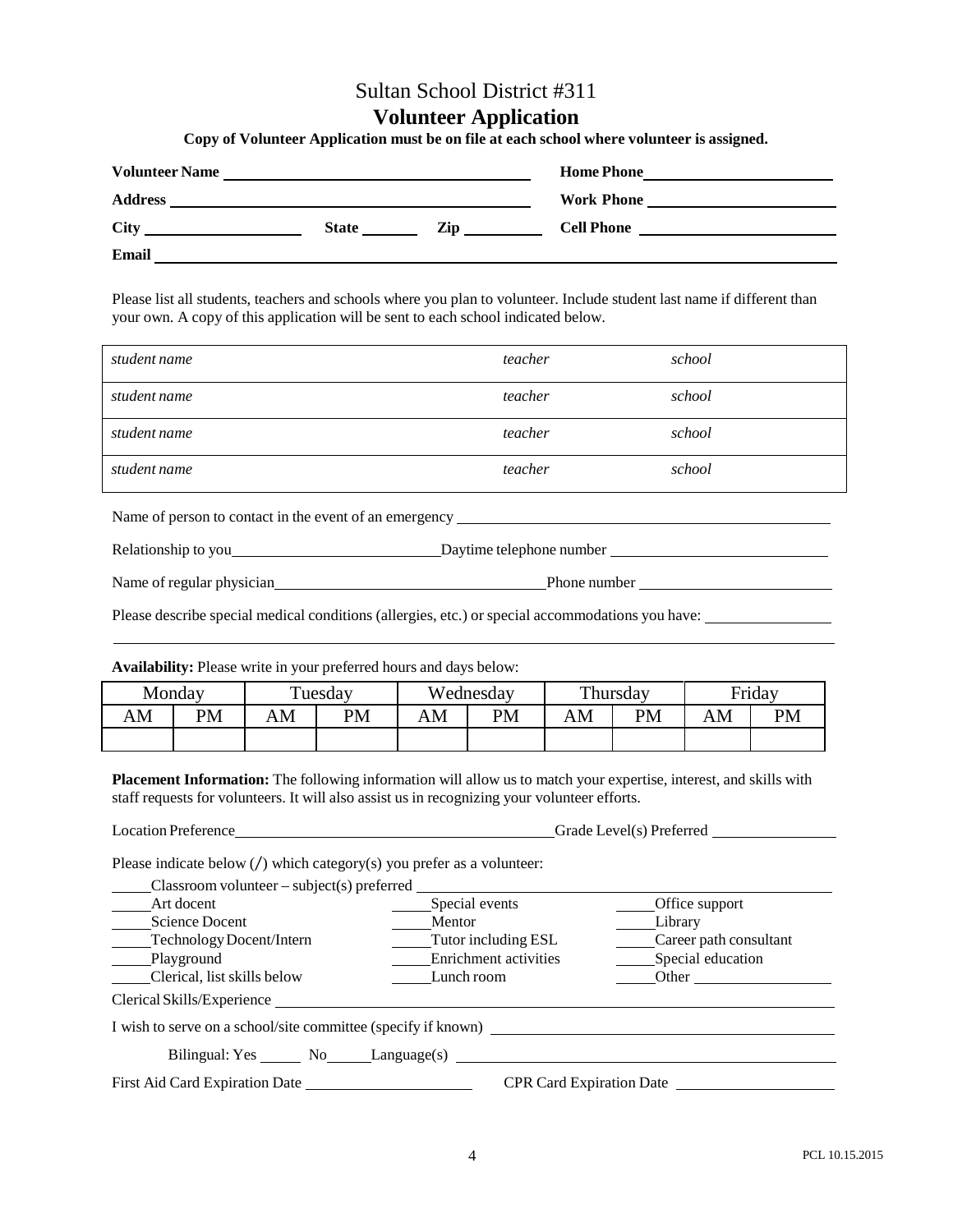Sultan School District #311

# Volunteer Application

**Copy of Volunteer Application must be on file at each school where volunteer is assigned.**

**Volunteer Name** \_\_\_\_\_\_\_\_\_\_\_\_\_\_\_\_\_\_\_\_\_\_\_\_\_\_\_\_\_\_ **Home Phone** \_\_\_\_\_\_\_\_\_\_\_\_\_\_\_\_\_\_\_\_

**Address** \_\_\_\_\_\_\_\_\_\_\_\_\_\_\_\_\_\_\_\_\_\_\_\_\_\_\_\_\_\_\_\_\_\_ **Work Phone** \_\_\_\_\_\_\_\_\_\_\_\_\_\_\_\_\_\_\_\_

**City** \_\_\_\_\_\_\_\_\_\_\_\_\_\_\_\_ **State** \_\_\_\_\_\_ **Zip** \_\_\_\_\_\_\_\_ **Cell Phone** \_\_\_\_\_\_\_\_\_\_\_\_\_\_\_\_\_\_\_\_

**Email** \_\_\_\_\_\_\_\_\_\_\_\_\_\_\_\_\_\_\_\_\_\_\_\_\_\_\_\_\_\_\_\_\_\_\_\_\_\_\_\_\_\_\_\_\_\_\_\_\_\_\_\_\_\_\_\_\_\_

Please list all students, teachers and schools where you plan to volunteer. Include student last name if different than your own. A copy of this application will be sent to each school indicated below.

| | | |
|---|---|---|
| *student name* | *teacher* | *school* |
| *student name* | *teacher* | *school* |
| *student name* | *teacher* | *school* |
| *student name* | *teacher* | *school* |

Name of person to contact in the event of an emergency \_\_\_\_\_\_\_\_\_\_\_\_\_\_\_\_\_\_\_\_\_\_\_\_\_\_\_\_\_\_\_\_\_\_\_\_

Relationship to you \_\_\_\_\_\_\_\_\_\_\_\_\_\_\_\_\_\_\_\_ Daytime telephone number \_\_\_\_\_\_\_\_\_\_\_\_\_\_\_\_\_\_\_\_

Name of regular physician \_\_\_\_\_\_\_\_\_\_\_\_\_\_\_\_\_\_\_\_\_\_\_\_\_\_ Phone number \_\_\_\_\_\_\_\_\_\_\_\_\_\_\_\_\_\_\_\_

Please describe special medical conditions (allergies, etc.) or special accommodations you have: \_\_\_\_\_\_\_\_\_\_\_\_\_\_

\_\_\_\_\_\_\_\_\_\_\_\_\_\_\_\_\_\_\_\_\_\_\_\_\_\_\_\_\_\_\_\_\_\_\_\_\_\_\_\_\_\_\_\_\_\_\_\_\_\_\_\_\_\_\_\_\_\_\_\_\_\_\_\_\_\_\_\_\_\_\_\_\_\_

**Availability:** Please write in your preferred hours and days below:

| Monday | | Tuesday | | Wednesday | | Thursday | | Friday | |
|---|---|---|---|---|---|---|---|---|---|
| AM | PM | AM | PM | AM | PM | AM | PM | AM | PM |
| | | | | | | | | | |

**Placement Information:** The following information will allow us to match your expertise, interest, and skills with staff requests for volunteers. It will also assist us in recognizing your volunteer efforts.

Location Preference \_\_\_\_\_\_\_\_\_\_\_\_\_\_\_\_\_\_\_\_\_\_\_\_\_\_\_\_\_\_\_\_ Grade Level(s) Preferred \_\_\_\_\_\_\_\_\_\_\_\_\_\_

Please indicate below (/) which category(s) you prefer as a volunteer:

\_\_\_\_\_ Classroom volunteer – subject(s) preferred \_\_\_\_\_\_\_\_\_\_\_\_\_\_\_\_\_\_\_\_\_\_\_\_\_\_\_\_\_\_\_\_\_\_\_\_

\_\_\_\_\_ Art docent
\_\_\_\_\_ Science Docent
\_\_\_\_\_ Technology Docent/Intern
\_\_\_\_\_ Playground
\_\_\_\_\_ Clerical, list skills below
\_\_\_\_\_ Special events
\_\_\_\_\_ Mentor
\_\_\_\_\_ Tutor including ESL
\_\_\_\_\_ Enrichment activities
\_\_\_\_\_ Lunch room
\_\_\_\_\_ Office support
\_\_\_\_\_ Library
\_\_\_\_\_ Career path consultant
\_\_\_\_\_ Special education
\_\_\_\_\_ Other \_\_\_\_\_\_\_\_\_\_\_\_\_\_\_\_

Clerical Skills/Experience \_\_\_\_\_\_\_\_\_\_\_\_\_\_\_\_\_\_\_\_\_\_\_\_\_\_\_\_\_\_\_\_\_\_\_\_\_\_\_\_\_\_\_\_\_\_\_\_\_\_\_\_

I wish to serve on a school/site committee (specify if known) \_\_\_\_\_\_\_\_\_\_\_\_\_\_\_\_\_\_\_\_\_\_\_\_\_\_\_\_\_\_

Bilingual: Yes \_\_\_\_\_ No \_\_\_\_\_ Language(s) \_\_\_\_\_\_\_\_\_\_\_\_\_\_\_\_\_\_\_\_\_\_\_\_\_\_\_\_\_\_\_\_\_\_\_\_\_\_\_\_

First Aid Card Expiration Date \_\_\_\_\_\_\_\_\_\_\_\_\_\_\_\_\_\_ CPR Card Expiration Date \_\_\_\_\_\_\_\_\_\_\_\_\_\_\_\_\_\_

PCL 10.15.2015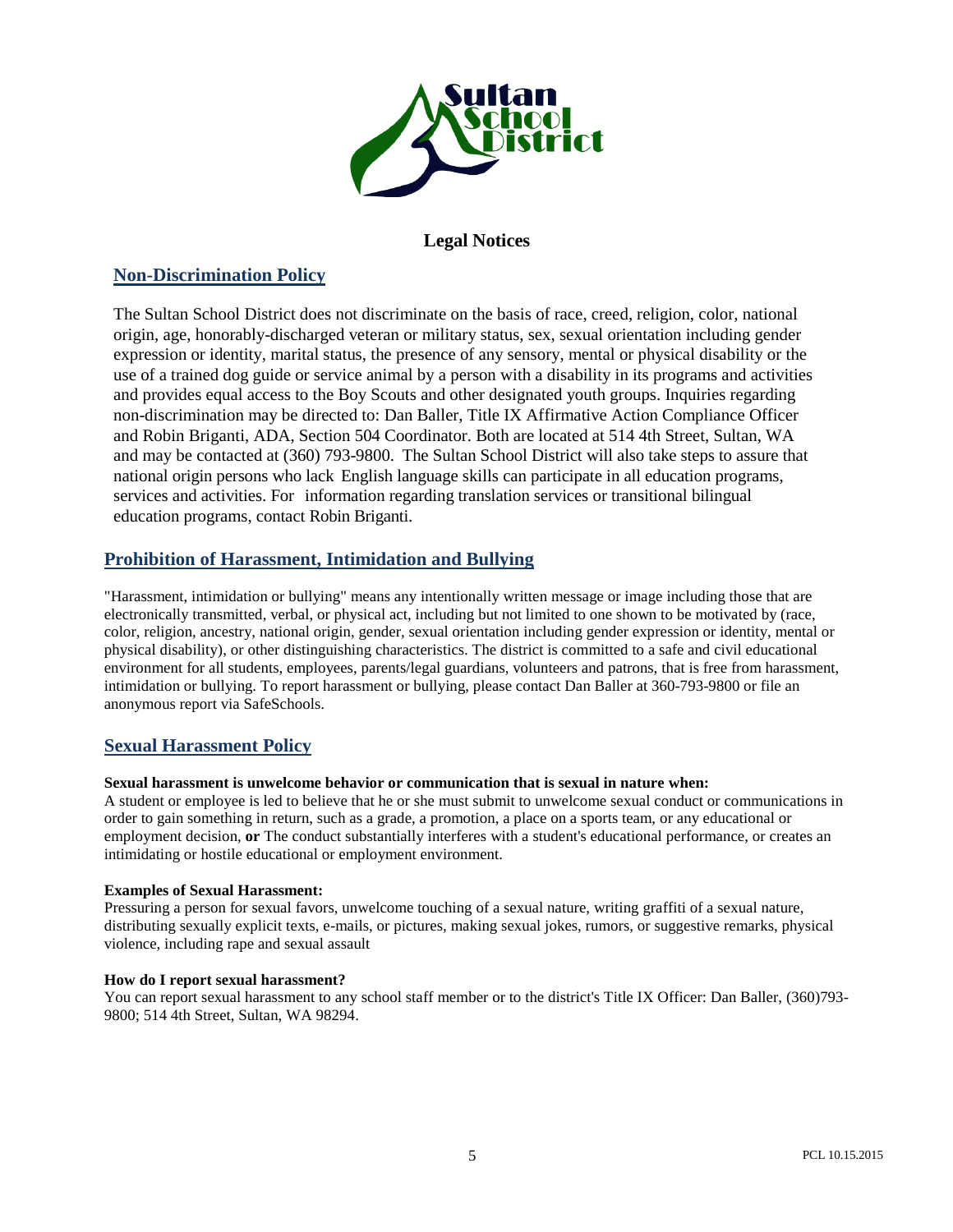# Legal Notices

## Non-Discrimination Policy

The Sultan School District does not discriminate on the basis of race, creed, religion, color, national origin, age, honorably-discharged veteran or military status, sex, sexual orientation including gender expression or identity, marital status, the presence of any sensory, mental or physical disability or the use of a trained dog guide or service animal by a person with a disability in its programs and activities and provides equal access to the Boy Scouts and other designated youth groups. Inquiries regarding non-discrimination may be directed to: Dan Baller, Title IX Affirmative Action Compliance Officer and Robin Briganti, ADA, Section 504 Coordinator. Both are located at 514 4th Street, Sultan, WA and may be contacted at (360) 793-9800. The Sultan School District will also take steps to assure that national origin persons who lack English language skills can participate in all education programs, services and activities. For information regarding translation services or transitional bilingual education programs, contact Robin Briganti.

## Prohibition of Harassment, Intimidation and Bullying

"Harassment, intimidation or bullying" means any intentionally written message or image including those that are electronically transmitted, verbal, or physical act, including but not limited to one shown to be motivated by (race, color, religion, ancestry, national origin, gender, sexual orientation including gender expression or identity, mental or physical disability), or other distinguishing characteristics. The district is committed to a safe and civil educational environment for all students, employees, parents/legal guardians, volunteers and patrons, that is free from harassment, intimidation or bullying. To report harassment or bullying, please contact Dan Baller at 360-793-9800 or file an anonymous report via SafeSchools.

## Sexual Harassment Policy

**Sexual harassment is unwelcome behavior or communication that is sexual in nature when:**
A student or employee is led to believe that he or she must submit to unwelcome sexual conduct or communications in order to gain something in return, such as a grade, a promotion, a place on a sports team, or any educational or employment decision, **or** The conduct substantially interferes with a student's educational performance, or creates an intimidating or hostile educational or employment environment.

**Examples of Sexual Harassment:**
Pressuring a person for sexual favors, unwelcome touching of a sexual nature, writing graffiti of a sexual nature, distributing sexually explicit texts, e-mails, or pictures, making sexual jokes, rumors, or suggestive remarks, physical violence, including rape and sexual assault

**How do I report sexual harassment?**
You can report sexual harassment to any school staff member or to the district's Title IX Officer: Dan Baller, (360)793-9800; 514 4th Street, Sultan, WA 98294.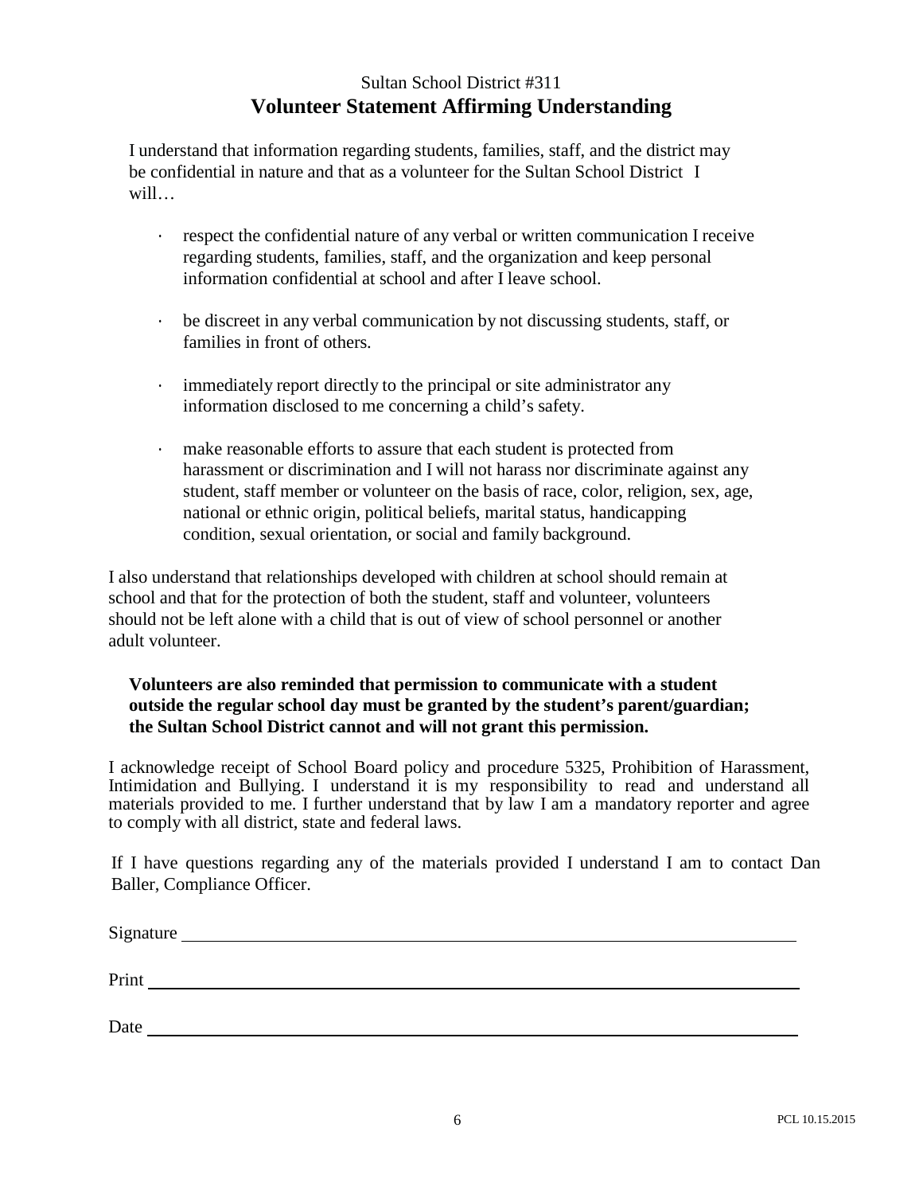Sultan School District #311

# Volunteer Statement Affirming Understanding

I understand that information regarding students, families, staff, and the district may be confidential in nature and that as a volunteer for the Sultan School District I will…

- respect the confidential nature of any verbal or written communication I receive regarding students, families, staff, and the organization and keep personal information confidential at school and after I leave school.
- be discreet in any verbal communication by not discussing students, staff, or families in front of others.
- immediately report directly to the principal or site administrator any information disclosed to me concerning a child's safety.
- make reasonable efforts to assure that each student is protected from harassment or discrimination and I will not harass nor discriminate against any student, staff member or volunteer on the basis of race, color, religion, sex, age, national or ethnic origin, political beliefs, marital status, handicapping condition, sexual orientation, or social and family background.

I also understand that relationships developed with children at school should remain at school and that for the protection of both the student, staff and volunteer, volunteers should not be left alone with a child that is out of view of school personnel or another adult volunteer.

**Volunteers are also reminded that permission to communicate with a student outside the regular school day must be granted by the student's parent/guardian; the Sultan School District cannot and will not grant this permission.**

I acknowledge receipt of School Board policy and procedure 5325, Prohibition of Harassment, Intimidation and Bullying. I understand it is my responsibility to read and understand all materials provided to me. I further understand that by law I am a mandatory reporter and agree to comply with all district, state and federal laws.

If I have questions regarding any of the materials provided I understand I am to contact Dan Baller, Compliance Officer.

Signature ______________________________________________

Print ______________________________________________

Date ______________________________________________

PCL 10.15.2015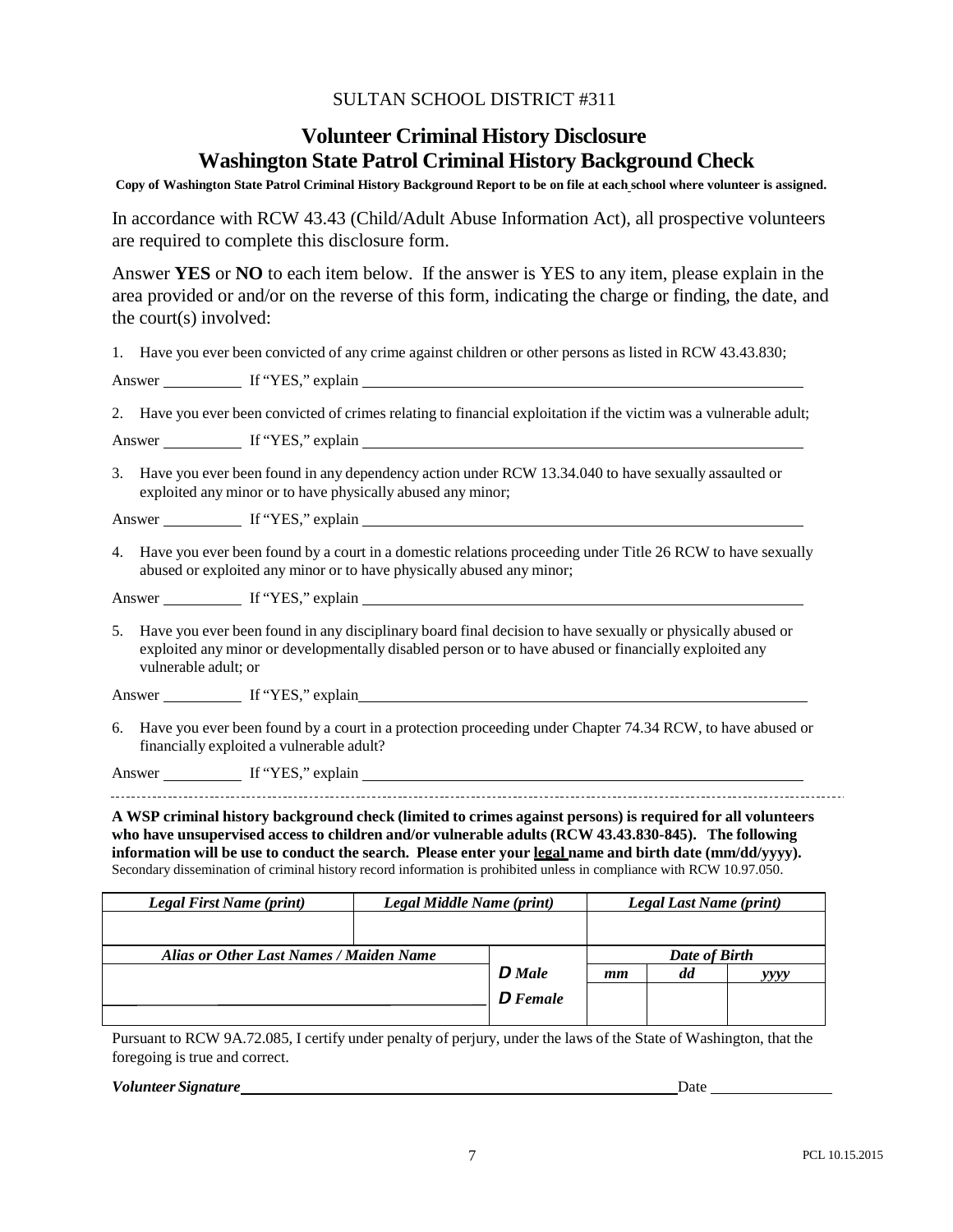SULTAN SCHOOL DISTRICT #311

# Volunteer Criminal History Disclosure
# Washington State Patrol Criminal History Background Check

**Copy of Washington State Patrol Criminal History Background Report to be on file at each school where volunteer is assigned.**

In accordance with RCW 43.43 (Child/Adult Abuse Information Act), all prospective volunteers are required to complete this disclosure form.

Answer **YES** or **NO** to each item below. If the answer is YES to any item, please explain in the area provided or and/or on the reverse of this form, indicating the charge or finding, the date, and the court(s) involved:

1. Have you ever been convicted of any crime against children or other persons as listed in RCW 43.43.830;

Answer __________ If "YES," explain ____________________________________________

2. Have you ever been convicted of crimes relating to financial exploitation if the victim was a vulnerable adult;

Answer __________ If "YES," explain ____________________________________________

3. Have you ever been found in any dependency action under RCW 13.34.040 to have sexually assaulted or exploited any minor or to have physically abused any minor;

Answer __________ If "YES," explain ____________________________________________

4. Have you ever been found by a court in a domestic relations proceeding under Title 26 RCW to have sexually abused or exploited any minor or to have physically abused any minor;

Answer __________ If "YES," explain ____________________________________________

5. Have you ever been found in any disciplinary board final decision to have sexually or physically abused or exploited any minor or developmentally disabled person or to have abused or financially exploited any vulnerable adult; or

Answer __________ If "YES," explain ____________________________________________

6. Have you ever been found by a court in a protection proceeding under Chapter 74.34 RCW, to have abused or financially exploited a vulnerable adult?

Answer __________ If "YES," explain ____________________________________________

---

**A WSP criminal history background check (limited to crimes against persons) is required for all volunteers who have unsupervised access to children and/or vulnerable adults (RCW 43.43.830-845). The following information will be use to conduct the search. Please enter your legal name and birth date (mm/dd/yyyy).**
Secondary dissemination of criminal history record information is prohibited unless in compliance with RCW 10.97.050.

| *Legal First Name (print)* | *Legal Middle Name (print)* | | *Legal Last Name (print)* | | |
|---|---|---|---|---|---|
| | | | | | |
| *Alias or Other Last Names / Maiden Name* | | | *Date of Birth* | | |
| | | ☐ *Male* | *mm* | *dd* | *yyyy* |
| | | ☐ *Female* | | | |

Pursuant to RCW 9A.72.085, I certify under penalty of perjury, under the laws of the State of Washington, that the foregoing is true and correct.

***Volunteer Signature*** ____________________________________________ Date ______________

PCL 10.15.2015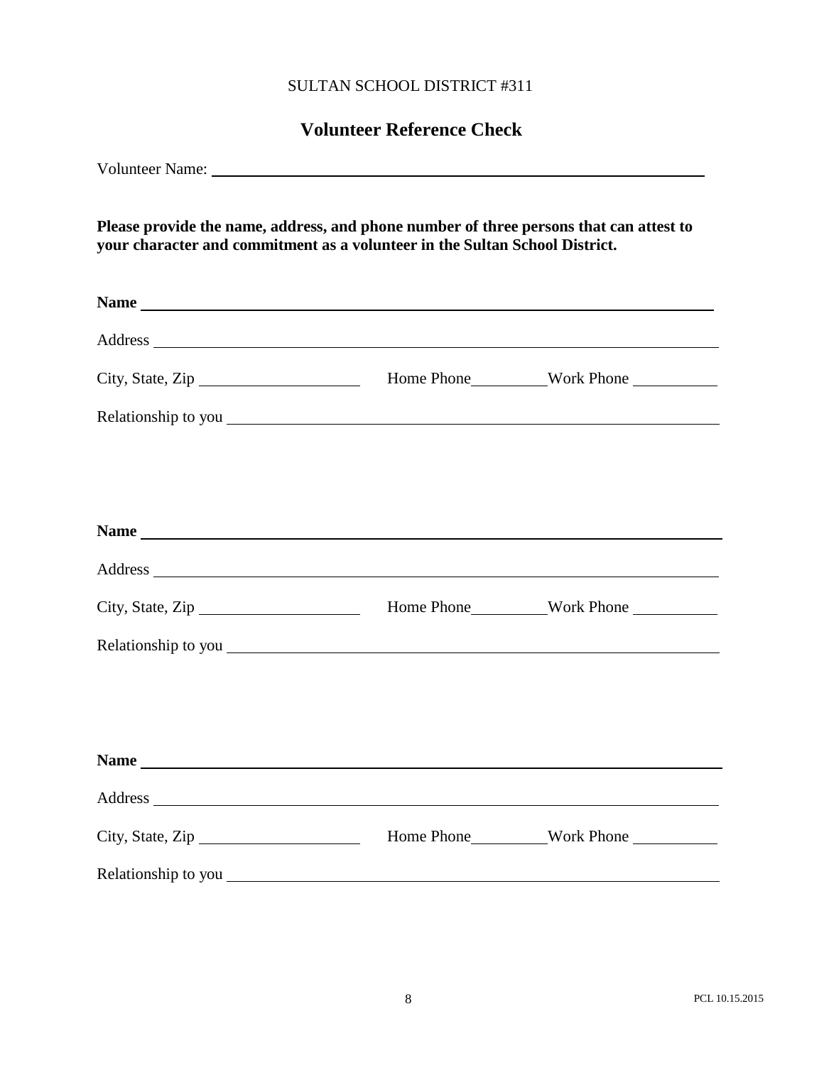SULTAN SCHOOL DISTRICT #311

## Volunteer Reference Check

Volunteer Name: ______________________________________________

**Please provide the name, address, and phone number of three persons that can attest to your character and commitment as a volunteer in the Sultan School District.**

**Name** ______________________________________________

Address ______________________________________________

City, State, Zip ____________________ Home Phone__________Work Phone __________

Relationship to you ______________________________________________

**Name** ______________________________________________

Address ______________________________________________

City, State, Zip ____________________ Home Phone__________Work Phone __________

Relationship to you ______________________________________________

**Name** ______________________________________________

Address ______________________________________________

City, State, Zip ____________________ Home Phone__________Work Phone __________

Relationship to you ______________________________________________

PCL 10.15.2015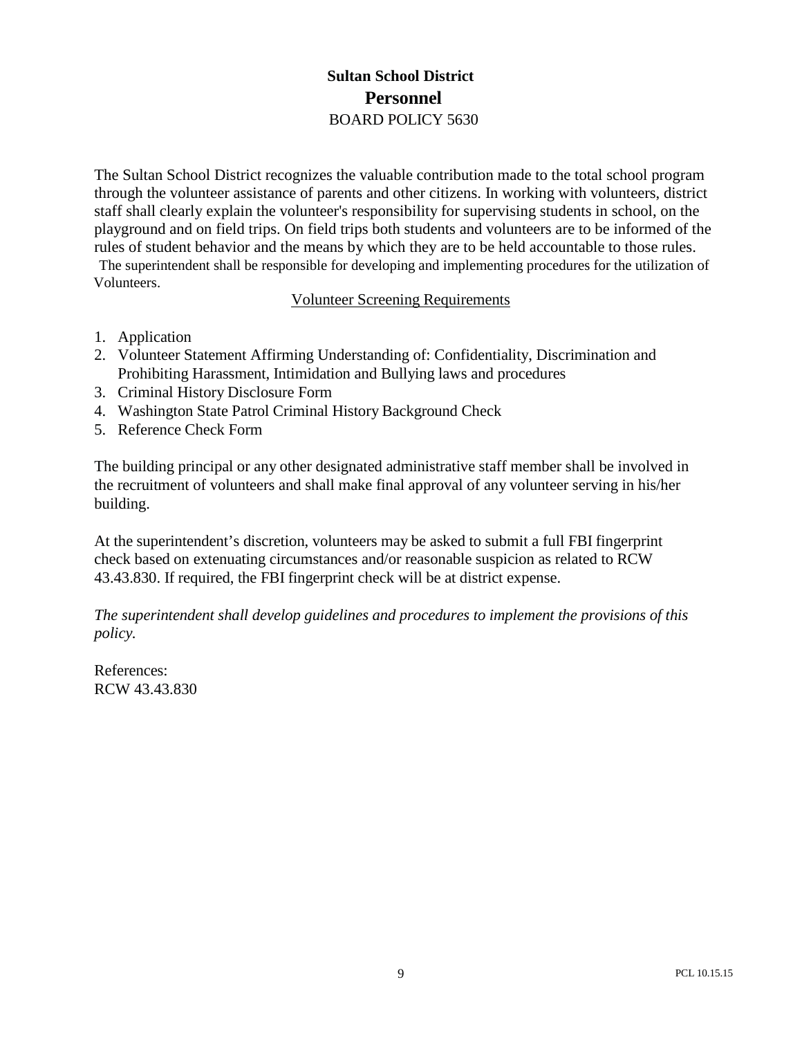**Sultan School District**

## Personnel

BOARD POLICY 5630

The Sultan School District recognizes the valuable contribution made to the total school program through the volunteer assistance of parents and other citizens. In working with volunteers, district staff shall clearly explain the volunteer's responsibility for supervising students in school, on the playground and on field trips. On field trips both students and volunteers are to be informed of the rules of student behavior and the means by which they are to be held accountable to those rules. The superintendent shall be responsible for developing and implementing procedures for the utilization of Volunteers.

Volunteer Screening Requirements

1. Application
2. Volunteer Statement Affirming Understanding of: Confidentiality, Discrimination and Prohibiting Harassment, Intimidation and Bullying laws and procedures
3. Criminal History Disclosure Form
4. Washington State Patrol Criminal History Background Check
5. Reference Check Form

The building principal or any other designated administrative staff member shall be involved in the recruitment of volunteers and shall make final approval of any volunteer serving in his/her building.

At the superintendent's discretion, volunteers may be asked to submit a full FBI fingerprint check based on extenuating circumstances and/or reasonable suspicion as related to RCW 43.43.830. If required, the FBI fingerprint check will be at district expense.

*The superintendent shall develop guidelines and procedures to implement the provisions of this policy.*

References:
RCW 43.43.830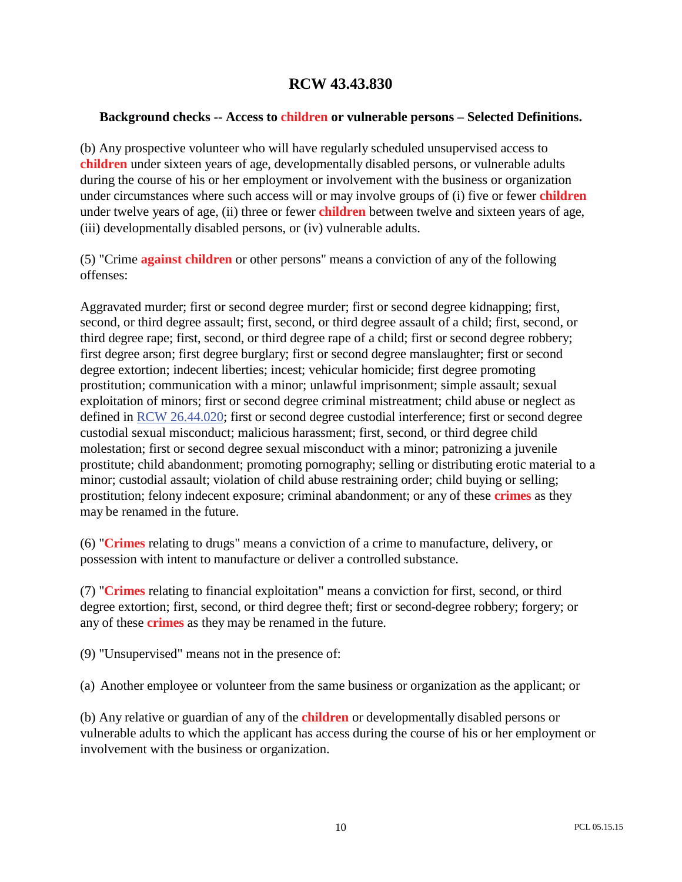# RCW 43.43.830

**Background checks -- Access to children or vulnerable persons – Selected Definitions.**

(b) Any prospective volunteer who will have regularly scheduled unsupervised access to **children** under sixteen years of age, developmentally disabled persons, or vulnerable adults during the course of his or her employment or involvement with the business or organization under circumstances where such access will or may involve groups of (i) five or fewer **children** under twelve years of age, (ii) three or fewer **children** between twelve and sixteen years of age, (iii) developmentally disabled persons, or (iv) vulnerable adults.

(5) "Crime **against children** or other persons" means a conviction of any of the following offenses:

Aggravated murder; first or second degree murder; first or second degree kidnapping; first, second, or third degree assault; first, second, or third degree assault of a child; first, second, or third degree rape; first, second, or third degree rape of a child; first or second degree robbery; first degree arson; first degree burglary; first or second degree manslaughter; first or second degree extortion; indecent liberties; incest; vehicular homicide; first degree promoting prostitution; communication with a minor; unlawful imprisonment; simple assault; sexual exploitation of minors; first or second degree criminal mistreatment; child abuse or neglect as defined in RCW 26.44.020; first or second degree custodial interference; first or second degree custodial sexual misconduct; malicious harassment; first, second, or third degree child molestation; first or second degree sexual misconduct with a minor; patronizing a juvenile prostitute; child abandonment; promoting pornography; selling or distributing erotic material to a minor; custodial assault; violation of child abuse restraining order; child buying or selling; prostitution; felony indecent exposure; criminal abandonment; or any of these **crimes** as they may be renamed in the future.

(6) "**Crimes** relating to drugs" means a conviction of a crime to manufacture, delivery, or possession with intent to manufacture or deliver a controlled substance.

(7) "**Crimes** relating to financial exploitation" means a conviction for first, second, or third degree extortion; first, second, or third degree theft; first or second-degree robbery; forgery; or any of these **crimes** as they may be renamed in the future.

(9) "Unsupervised" means not in the presence of:

(a) Another employee or volunteer from the same business or organization as the applicant; or

(b) Any relative or guardian of any of the **children** or developmentally disabled persons or vulnerable adults to which the applicant has access during the course of his or her employment or involvement with the business or organization.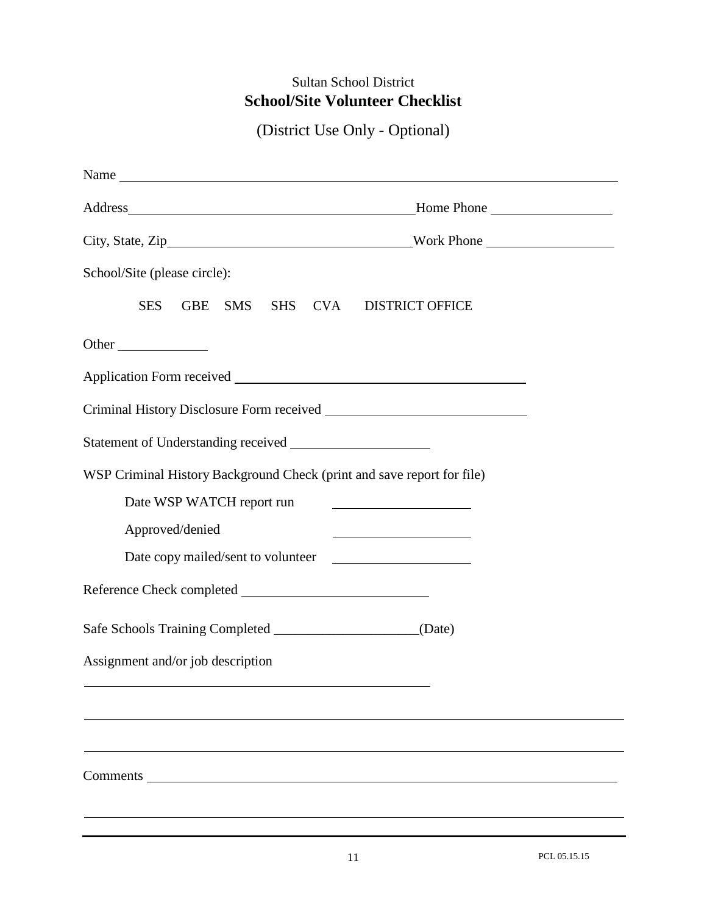Sultan School District

# School/Site Volunteer Checklist

(District Use Only - Optional)

Name ______________________________________________________________

Address ____________________________________ Home Phone ________________

City, State, Zip ______________________________ Work Phone ________________

School/Site (please circle):

SES GBE SMS SHS CVA DISTRICT OFFICE

Other ____________

Application Form received ____________________________________

Criminal History Disclosure Form received ________________________

Statement of Understanding received ____________________

WSP Criminal History Background Check (print and save report for file)

- Date WSP WATCH report run ____________________
- Approved/denied ____________________
- Date copy mailed/sent to volunteer ____________________

Reference Check completed __________________________

Safe Schools Training Completed _____________________(Date)

Assignment and/or job description

______________________________________________________

______________________________________________________________________

______________________________________________________________________

Comments ___________________________________________________________

______________________________________________________________________

PCL 05.15.15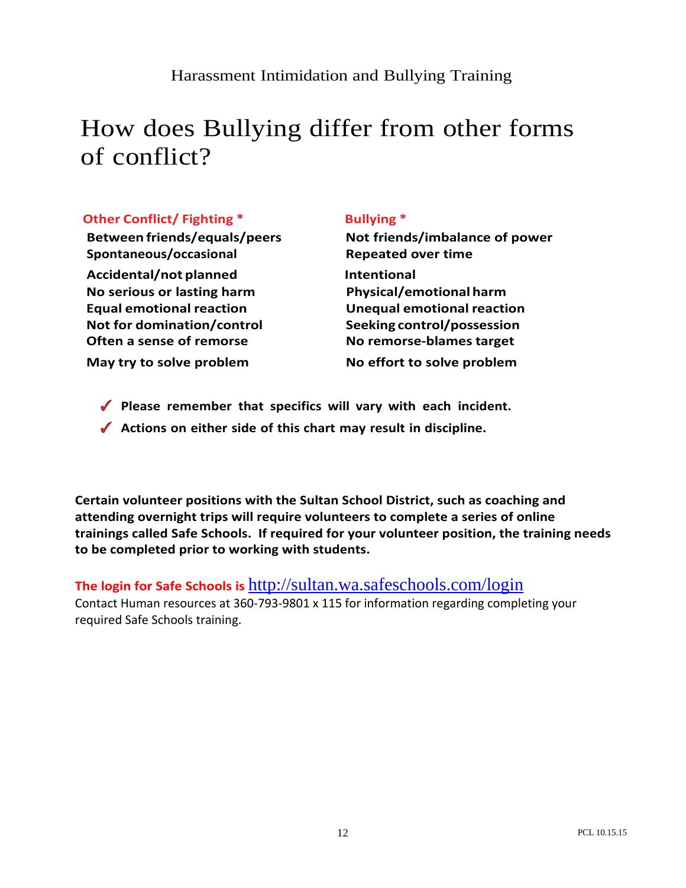# How does Bullying differ from other forms of conflict?

| Other Conflict/ Fighting * | Bullying * |
|---|---|
| Between friends/equals/peers | Not friends/imbalance of power |
| Spontaneous/occasional | Repeated over time |
| Accidental/not planned | Intentional |
| No serious or lasting harm | Physical/emotional harm |
| Equal emotional reaction | Unequal emotional reaction |
| Not for domination/control | Seeking control/possession |
| Often a sense of remorse | No remorse-blames target |
| May try to solve problem | No effort to solve problem |

- ✓ **Please remember that specifics will vary with each incident.**
- ✓ **Actions on either side of this chart may result in discipline.**

**Certain volunteer positions with the Sultan School District, such as coaching and attending overnight trips will require volunteers to complete a series of online trainings called Safe Schools. If required for your volunteer position, the training needs to be completed prior to working with students.**

**The login for Safe Schools is** http://sultan.wa.safeschools.com/login
Contact Human resources at 360-793-9801 x 115 for information regarding completing your required Safe Schools training.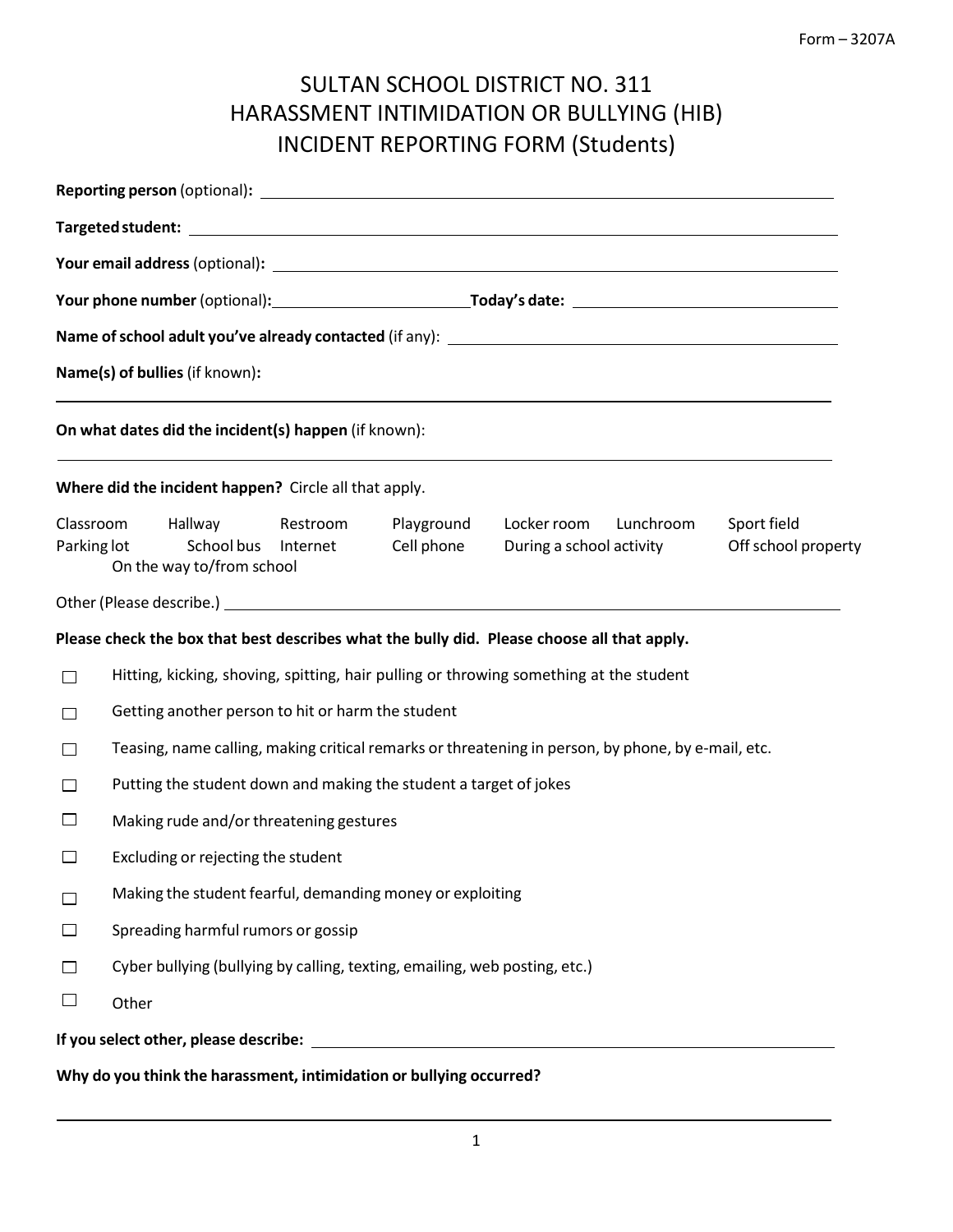Form – 3207A

# SULTAN SCHOOL DISTRICT NO. 311
# HARASSMENT INTIMIDATION OR BULLYING (HIB)
# INCIDENT REPORTING FORM (Students)

**Reporting person** (optional)**:** ______________________________

**Targeted student:** ______________________________

**Your email address** (optional)**:** ______________________________

**Your phone number** (optional)**:** ______________ **Today's date:** ______________

**Name of school adult you've already contacted** (if any): ______________________________

**Name(s) of bullies** (if known)**:**

______________________________

**On what dates did the incident(s) happen** (if known):

______________________________

**Where did the incident happen?** Circle all that apply.

Classroom    Hallway    Restroom    Playground    Locker room    Lunchroom    Sport field
Parking lot    School bus    Internet    Cell phone    During a school activity    Off school property
On the way to/from school

Other (Please describe.) ______________________________

**Please check the box that best describes what the bully did. Please choose all that apply.**

- ☐ Hitting, kicking, shoving, spitting, hair pulling or throwing something at the student
- ☐ Getting another person to hit or harm the student
- ☐ Teasing, name calling, making critical remarks or threatening in person, by phone, by e-mail, etc.
- ☐ Putting the student down and making the student a target of jokes
- ☐ Making rude and/or threatening gestures
- ☐ Excluding or rejecting the student
- ☐ Making the student fearful, demanding money or exploiting
- ☐ Spreading harmful rumors or gossip
- ☐ Cyber bullying (bullying by calling, texting, emailing, web posting, etc.)
- ☐ Other

**If you select other, please describe:** ______________________________

**Why do you think the harassment, intimidation or bullying occurred?**

______________________________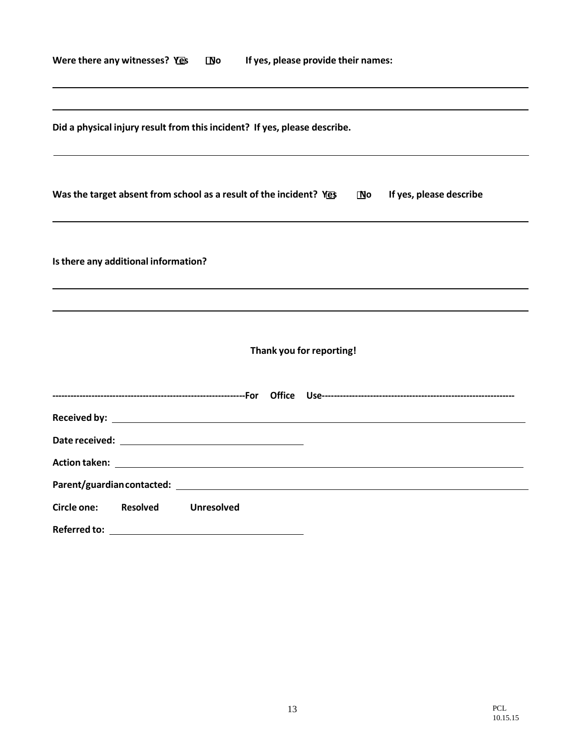**Were there any witnesses?** ☐ **Yes** ☐ **No** **If yes, please provide their names:**

______________________________________________________________________________

______________________________________________________________________________

**Did a physical injury result from this incident? If yes, please describe.**

______________________________________________________________________________

**Was the target absent from school as a result of the incident?** ☐ **Yes** ☐ **No** **If yes, please describe**

______________________________________________________________________________

**Is there any additional information?**

______________________________________________________________________________

______________________________________________________________________________

**Thank you for reporting!**

**----------------------------------------------------------------For Office Use----------------------------------------------------------------**

**Received by:** ______________________________________________________________

**Date received:** ______________________________

**Action taken:** ______________________________________________________________

**Parent/guardian contacted:** ___________________________________________________

**Circle one:** **Resolved** **Unresolved**

**Referred to:** ______________________________

PCL
10.15.15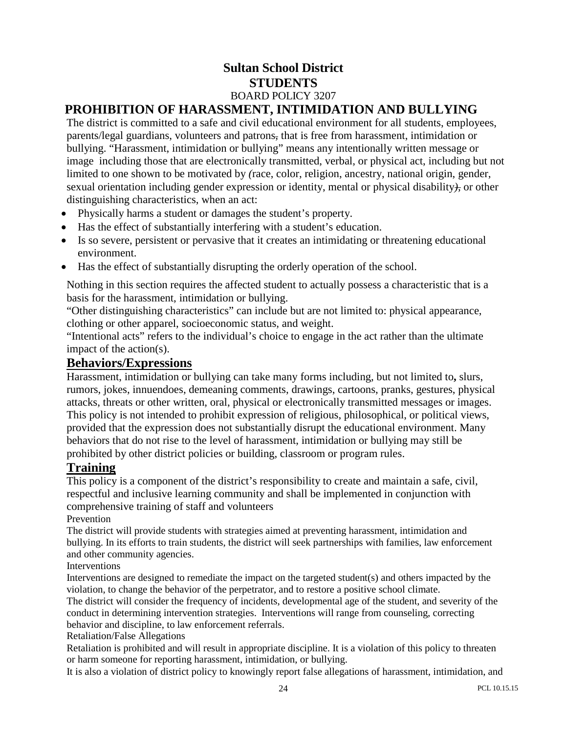# Sultan School District

## STUDENTS

BOARD POLICY 3207

## PROHIBITION OF HARASSMENT, INTIMIDATION AND BULLYING

The district is committed to a safe and civil educational environment for all students, employees, parents/legal guardians, volunteers and patrons, that is free from harassment, intimidation or bullying. "Harassment, intimidation or bullying" means any intentionally written message or image including those that are electronically transmitted, verbal, or physical act, including but not limited to one shown to be motivated by (race, color, religion, ancestry, national origin, gender, sexual orientation including gender expression or identity, mental or physical disability), or other distinguishing characteristics, when an act:

- Physically harms a student or damages the student's property.
- Has the effect of substantially interfering with a student's education.
- Is so severe, persistent or pervasive that it creates an intimidating or threatening educational environment.
- Has the effect of substantially disrupting the orderly operation of the school.

Nothing in this section requires the affected student to actually possess a characteristic that is a basis for the harassment, intimidation or bullying.

"Other distinguishing characteristics" can include but are not limited to: physical appearance, clothing or other apparel, socioeconomic status, and weight.

"Intentional acts" refers to the individual's choice to engage in the act rather than the ultimate impact of the action(s).

### Behaviors/Expressions

Harassment, intimidation or bullying can take many forms including, but not limited to**,** slurs, rumors, jokes, innuendoes, demeaning comments, drawings, cartoons, pranks, gestures, physical attacks, threats or other written, oral, physical or electronically transmitted messages or images. This policy is not intended to prohibit expression of religious, philosophical, or political views, provided that the expression does not substantially disrupt the educational environment. Many behaviors that do not rise to the level of harassment, intimidation or bullying may still be prohibited by other district policies or building, classroom or program rules.

### Training

This policy is a component of the district's responsibility to create and maintain a safe, civil, respectful and inclusive learning community and shall be implemented in conjunction with comprehensive training of staff and volunteers

Prevention

The district will provide students with strategies aimed at preventing harassment, intimidation and bullying. In its efforts to train students, the district will seek partnerships with families, law enforcement and other community agencies.

Interventions

Interventions are designed to remediate the impact on the targeted student(s) and others impacted by the violation, to change the behavior of the perpetrator, and to restore a positive school climate.

The district will consider the frequency of incidents, developmental age of the student, and severity of the conduct in determining intervention strategies. Interventions will range from counseling, correcting behavior and discipline, to law enforcement referrals.

Retaliation/False Allegations

Retaliation is prohibited and will result in appropriate discipline. It is a violation of this policy to threaten or harm someone for reporting harassment, intimidation, or bullying.

It is also a violation of district policy to knowingly report false allegations of harassment, intimidation, and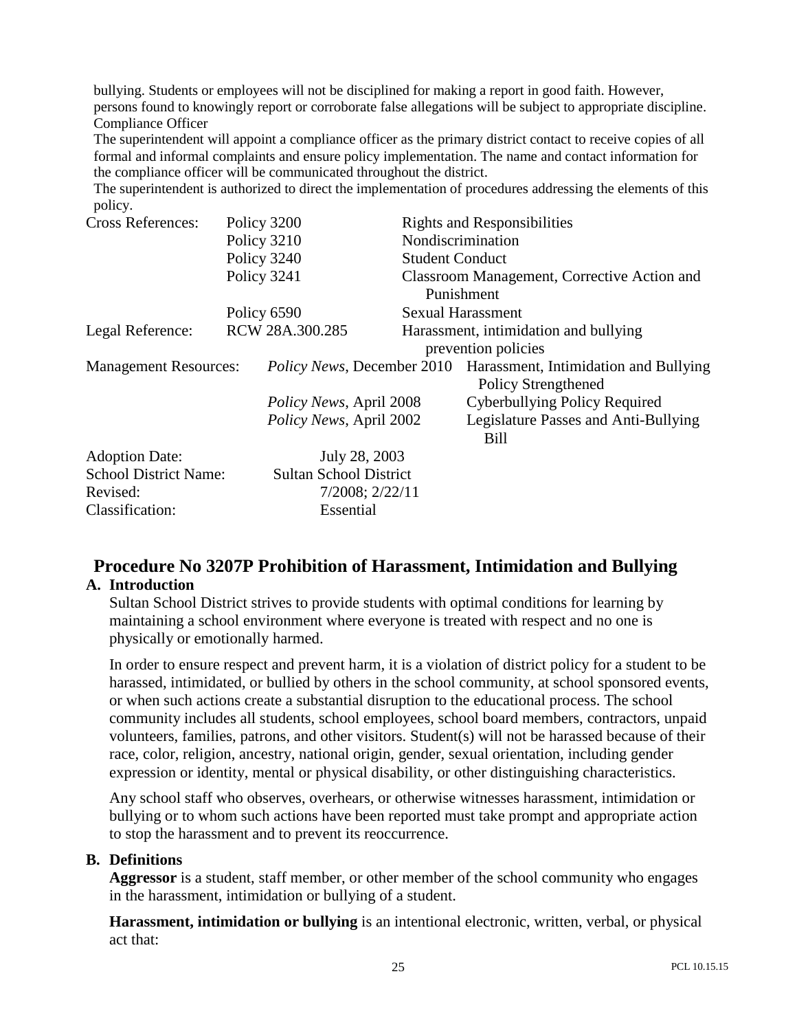bullying. Students or employees will not be disciplined for making a report in good faith. However, persons found to knowingly report or corroborate false allegations will be subject to appropriate discipline.

Compliance Officer

The superintendent will appoint a compliance officer as the primary district contact to receive copies of all formal and informal complaints and ensure policy implementation. The name and contact information for the compliance officer will be communicated throughout the district.

The superintendent is authorized to direct the implementation of procedures addressing the elements of this policy.

| | | |
|---|---|---|
| Cross References: | Policy 3200 | Rights and Responsibilities |
| | Policy 3210 | Nondiscrimination |
| | Policy 3240 | Student Conduct |
| | Policy 3241 | Classroom Management, Corrective Action and Punishment |
| | Policy 6590 | Sexual Harassment |
| Legal Reference: | RCW 28A.300.285 | Harassment, intimidation and bullying prevention policies |
| Management Resources: | *Policy News*, December 2010 | Harassment, Intimidation and Bullying Policy Strengthened |
| | *Policy News*, April 2008 | Cyberbullying Policy Required |
| | *Policy News*, April 2002 | Legislature Passes and Anti-Bullying Bill |

| | |
|---|---|
| Adoption Date: | July 28, 2003 |
| School District Name: | Sultan School District |
| Revised: | 7/2008; 2/22/11 |
| Classification: | Essential |

## Procedure No 3207P Prohibition of Harassment, Intimidation and Bullying

### A. Introduction

Sultan School District strives to provide students with optimal conditions for learning by maintaining a school environment where everyone is treated with respect and no one is physically or emotionally harmed.

In order to ensure respect and prevent harm, it is a violation of district policy for a student to be harassed, intimidated, or bullied by others in the school community, at school sponsored events, or when such actions create a substantial disruption to the educational process. The school community includes all students, school employees, school board members, contractors, unpaid volunteers, families, patrons, and other visitors. Student(s) will not be harassed because of their race, color, religion, ancestry, national origin, gender, sexual orientation, including gender expression or identity, mental or physical disability, or other distinguishing characteristics.

Any school staff who observes, overhears, or otherwise witnesses harassment, intimidation or bullying or to whom such actions have been reported must take prompt and appropriate action to stop the harassment and to prevent its reoccurrence.

### B. Definitions

**Aggressor** is a student, staff member, or other member of the school community who engages in the harassment, intimidation or bullying of a student.

**Harassment, intimidation or bullying** is an intentional electronic, written, verbal, or physical act that: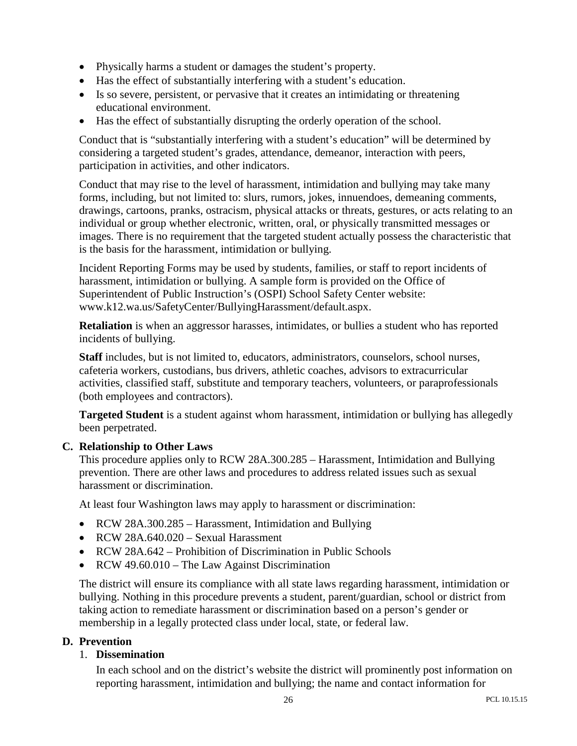- Physically harms a student or damages the student's property.
- Has the effect of substantially interfering with a student's education.
- Is so severe, persistent, or pervasive that it creates an intimidating or threatening educational environment.
- Has the effect of substantially disrupting the orderly operation of the school.

Conduct that is "substantially interfering with a student's education" will be determined by considering a targeted student's grades, attendance, demeanor, interaction with peers, participation in activities, and other indicators.

Conduct that may rise to the level of harassment, intimidation and bullying may take many forms, including, but not limited to: slurs, rumors, jokes, innuendoes, demeaning comments, drawings, cartoons, pranks, ostracism, physical attacks or threats, gestures, or acts relating to an individual or group whether electronic, written, oral, or physically transmitted messages or images. There is no requirement that the targeted student actually possess the characteristic that is the basis for the harassment, intimidation or bullying.

Incident Reporting Forms may be used by students, families, or staff to report incidents of harassment, intimidation or bullying. A sample form is provided on the Office of Superintendent of Public Instruction's (OSPI) School Safety Center website: www.k12.wa.us/SafetyCenter/BullyingHarassment/default.aspx.

**Retaliation** is when an aggressor harasses, intimidates, or bullies a student who has reported incidents of bullying.

**Staff** includes, but is not limited to, educators, administrators, counselors, school nurses, cafeteria workers, custodians, bus drivers, athletic coaches, advisors to extracurricular activities, classified staff, substitute and temporary teachers, volunteers, or paraprofessionals (both employees and contractors).

**Targeted Student** is a student against whom harassment, intimidation or bullying has allegedly been perpetrated.

### C. Relationship to Other Laws

This procedure applies only to RCW 28A.300.285 – Harassment, Intimidation and Bullying prevention. There are other laws and procedures to address related issues such as sexual harassment or discrimination.

At least four Washington laws may apply to harassment or discrimination:

- RCW 28A.300.285 – Harassment, Intimidation and Bullying
- RCW 28A.640.020 – Sexual Harassment
- RCW 28A.642 – Prohibition of Discrimination in Public Schools
- RCW 49.60.010 – The Law Against Discrimination

The district will ensure its compliance with all state laws regarding harassment, intimidation or bullying. Nothing in this procedure prevents a student, parent/guardian, school or district from taking action to remediate harassment or discrimination based on a person's gender or membership in a legally protected class under local, state, or federal law.

### D. Prevention

#### 1. Dissemination

In each school and on the district's website the district will prominently post information on reporting harassment, intimidation and bullying; the name and contact information for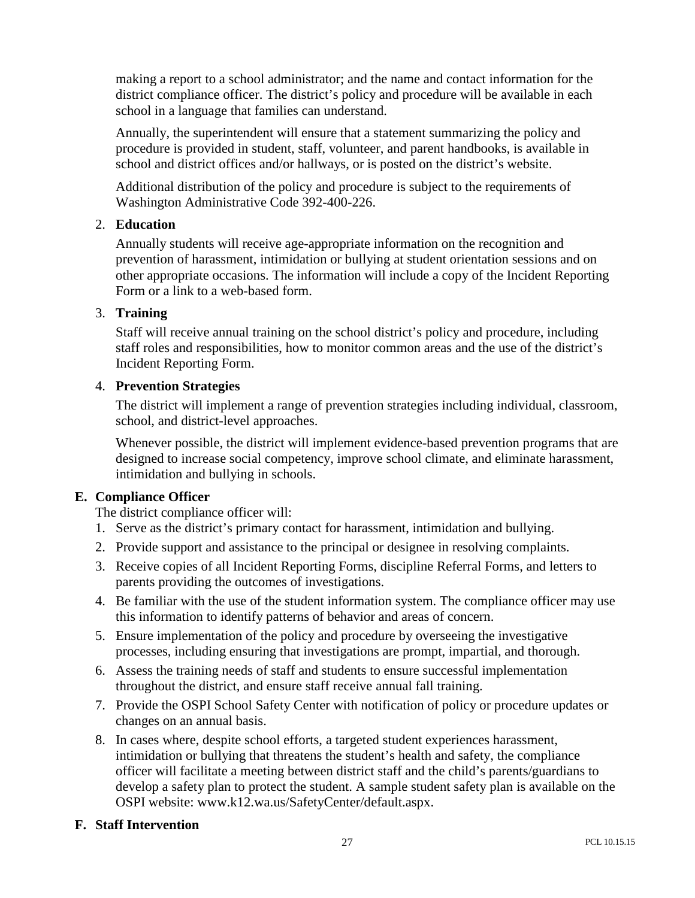making a report to a school administrator; and the name and contact information for the district compliance officer. The district's policy and procedure will be available in each school in a language that families can understand.

Annually, the superintendent will ensure that a statement summarizing the policy and procedure is provided in student, staff, volunteer, and parent handbooks, is available in school and district offices and/or hallways, or is posted on the district's website.

Additional distribution of the policy and procedure is subject to the requirements of Washington Administrative Code 392-400-226.

2. **Education**

   Annually students will receive age-appropriate information on the recognition and prevention of harassment, intimidation or bullying at student orientation sessions and on other appropriate occasions. The information will include a copy of the Incident Reporting Form or a link to a web-based form.

3. **Training**

   Staff will receive annual training on the school district's policy and procedure, including staff roles and responsibilities, how to monitor common areas and the use of the district's Incident Reporting Form.

4. **Prevention Strategies**

   The district will implement a range of prevention strategies including individual, classroom, school, and district-level approaches.

   Whenever possible, the district will implement evidence-based prevention programs that are designed to increase social competency, improve school climate, and eliminate harassment, intimidation and bullying in schools.

## E. Compliance Officer

The district compliance officer will:

1. Serve as the district's primary contact for harassment, intimidation and bullying.
2. Provide support and assistance to the principal or designee in resolving complaints.
3. Receive copies of all Incident Reporting Forms, discipline Referral Forms, and letters to parents providing the outcomes of investigations.
4. Be familiar with the use of the student information system. The compliance officer may use this information to identify patterns of behavior and areas of concern.
5. Ensure implementation of the policy and procedure by overseeing the investigative processes, including ensuring that investigations are prompt, impartial, and thorough.
6. Assess the training needs of staff and students to ensure successful implementation throughout the district, and ensure staff receive annual fall training.
7. Provide the OSPI School Safety Center with notification of policy or procedure updates or changes on an annual basis.
8. In cases where, despite school efforts, a targeted student experiences harassment, intimidation or bullying that threatens the student's health and safety, the compliance officer will facilitate a meeting between district staff and the child's parents/guardians to develop a safety plan to protect the student. A sample student safety plan is available on the OSPI website: www.k12.wa.us/SafetyCenter/default.aspx.

## F. Staff Intervention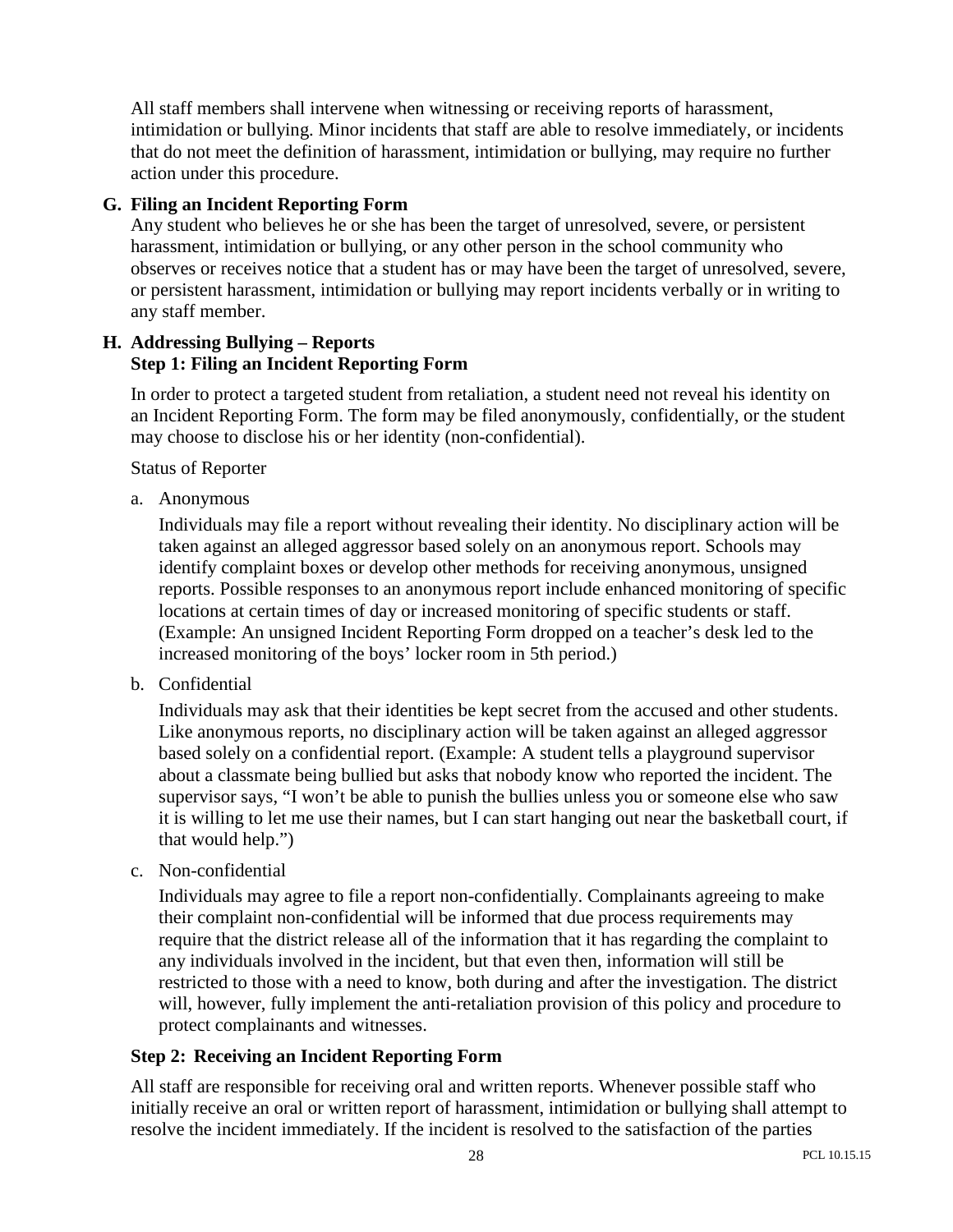All staff members shall intervene when witnessing or receiving reports of harassment, intimidation or bullying. Minor incidents that staff are able to resolve immediately, or incidents that do not meet the definition of harassment, intimidation or bullying, may require no further action under this procedure.

### G. Filing an Incident Reporting Form

Any student who believes he or she has been the target of unresolved, severe, or persistent harassment, intimidation or bullying, or any other person in the school community who observes or receives notice that a student has or may have been the target of unresolved, severe, or persistent harassment, intimidation or bullying may report incidents verbally or in writing to any staff member.

### H. Addressing Bullying – Reports

#### Step 1: Filing an Incident Reporting Form

In order to protect a targeted student from retaliation, a student need not reveal his identity on an Incident Reporting Form. The form may be filed anonymously, confidentially, or the student may choose to disclose his or her identity (non-confidential).

Status of Reporter

a. Anonymous

   Individuals may file a report without revealing their identity. No disciplinary action will be taken against an alleged aggressor based solely on an anonymous report. Schools may identify complaint boxes or develop other methods for receiving anonymous, unsigned reports. Possible responses to an anonymous report include enhanced monitoring of specific locations at certain times of day or increased monitoring of specific students or staff. (Example: An unsigned Incident Reporting Form dropped on a teacher's desk led to the increased monitoring of the boys' locker room in 5th period.)

b. Confidential

   Individuals may ask that their identities be kept secret from the accused and other students. Like anonymous reports, no disciplinary action will be taken against an alleged aggressor based solely on a confidential report. (Example: A student tells a playground supervisor about a classmate being bullied but asks that nobody know who reported the incident. The supervisor says, "I won't be able to punish the bullies unless you or someone else who saw it is willing to let me use their names, but I can start hanging out near the basketball court, if that would help.")

c. Non-confidential

   Individuals may agree to file a report non-confidentially. Complainants agreeing to make their complaint non-confidential will be informed that due process requirements may require that the district release all of the information that it has regarding the complaint to any individuals involved in the incident, but that even then, information will still be restricted to those with a need to know, both during and after the investigation. The district will, however, fully implement the anti-retaliation provision of this policy and procedure to protect complainants and witnesses.

#### Step 2: Receiving an Incident Reporting Form

All staff are responsible for receiving oral and written reports. Whenever possible staff who initially receive an oral or written report of harassment, intimidation or bullying shall attempt to resolve the incident immediately. If the incident is resolved to the satisfaction of the parties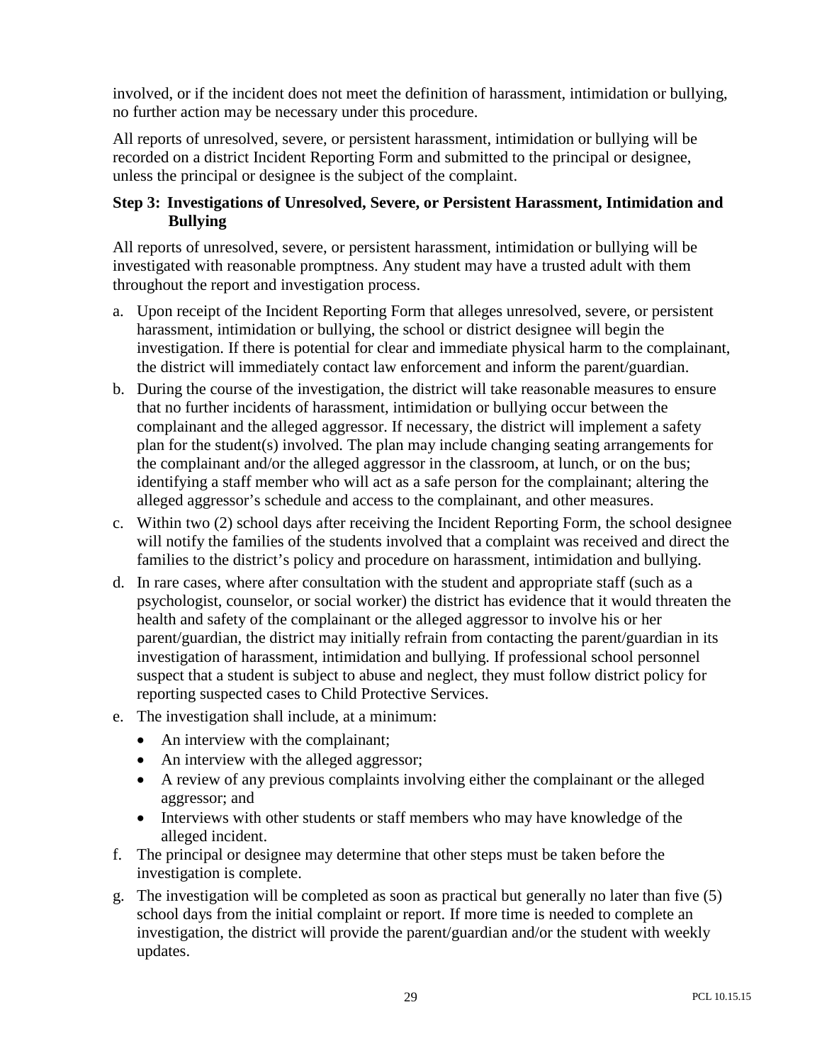involved, or if the incident does not meet the definition of harassment, intimidation or bullying, no further action may be necessary under this procedure.

All reports of unresolved, severe, or persistent harassment, intimidation or bullying will be recorded on a district Incident Reporting Form and submitted to the principal or designee, unless the principal or designee is the subject of the complaint.

### Step 3: Investigations of Unresolved, Severe, or Persistent Harassment, Intimidation and Bullying

All reports of unresolved, severe, or persistent harassment, intimidation or bullying will be investigated with reasonable promptness. Any student may have a trusted adult with them throughout the report and investigation process.

a. Upon receipt of the Incident Reporting Form that alleges unresolved, severe, or persistent harassment, intimidation or bullying, the school or district designee will begin the investigation. If there is potential for clear and immediate physical harm to the complainant, the district will immediately contact law enforcement and inform the parent/guardian.

b. During the course of the investigation, the district will take reasonable measures to ensure that no further incidents of harassment, intimidation or bullying occur between the complainant and the alleged aggressor. If necessary, the district will implement a safety plan for the student(s) involved. The plan may include changing seating arrangements for the complainant and/or the alleged aggressor in the classroom, at lunch, or on the bus; identifying a staff member who will act as a safe person for the complainant; altering the alleged aggressor's schedule and access to the complainant, and other measures.

c. Within two (2) school days after receiving the Incident Reporting Form, the school designee will notify the families of the students involved that a complaint was received and direct the families to the district's policy and procedure on harassment, intimidation and bullying.

d. In rare cases, where after consultation with the student and appropriate staff (such as a psychologist, counselor, or social worker) the district has evidence that it would threaten the health and safety of the complainant or the alleged aggressor to involve his or her parent/guardian, the district may initially refrain from contacting the parent/guardian in its investigation of harassment, intimidation and bullying. If professional school personnel suspect that a student is subject to abuse and neglect, they must follow district policy for reporting suspected cases to Child Protective Services.

e. The investigation shall include, at a minimum:
   - An interview with the complainant;
   - An interview with the alleged aggressor;
   - A review of any previous complaints involving either the complainant or the alleged aggressor; and
   - Interviews with other students or staff members who may have knowledge of the alleged incident.

f. The principal or designee may determine that other steps must be taken before the investigation is complete.

g. The investigation will be completed as soon as practical but generally no later than five (5) school days from the initial complaint or report. If more time is needed to complete an investigation, the district will provide the parent/guardian and/or the student with weekly updates.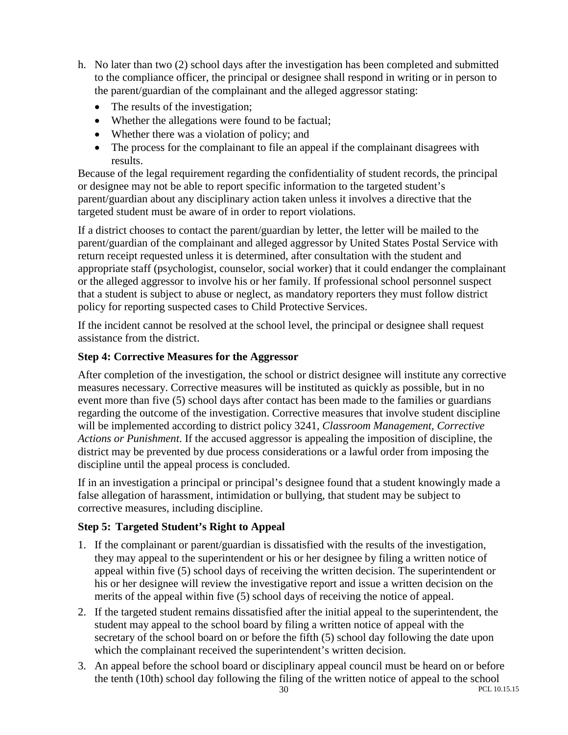h. No later than two (2) school days after the investigation has been completed and submitted to the compliance officer, the principal or designee shall respond in writing or in person to the parent/guardian of the complainant and the alleged aggressor stating:
   - The results of the investigation;
   - Whether the allegations were found to be factual;
   - Whether there was a violation of policy; and
   - The process for the complainant to file an appeal if the complainant disagrees with results.

Because of the legal requirement regarding the confidentiality of student records, the principal or designee may not be able to report specific information to the targeted student's parent/guardian about any disciplinary action taken unless it involves a directive that the targeted student must be aware of in order to report violations.

If a district chooses to contact the parent/guardian by letter, the letter will be mailed to the parent/guardian of the complainant and alleged aggressor by United States Postal Service with return receipt requested unless it is determined, after consultation with the student and appropriate staff (psychologist, counselor, social worker) that it could endanger the complainant or the alleged aggressor to involve his or her family. If professional school personnel suspect that a student is subject to abuse or neglect, as mandatory reporters they must follow district policy for reporting suspected cases to Child Protective Services.

If the incident cannot be resolved at the school level, the principal or designee shall request assistance from the district.

### Step 4: Corrective Measures for the Aggressor

After completion of the investigation, the school or district designee will institute any corrective measures necessary. Corrective measures will be instituted as quickly as possible, but in no event more than five (5) school days after contact has been made to the families or guardians regarding the outcome of the investigation. Corrective measures that involve student discipline will be implemented according to district policy 3241, *Classroom Management, Corrective Actions or Punishment*. If the accused aggressor is appealing the imposition of discipline, the district may be prevented by due process considerations or a lawful order from imposing the discipline until the appeal process is concluded.

If in an investigation a principal or principal's designee found that a student knowingly made a false allegation of harassment, intimidation or bullying, that student may be subject to corrective measures, including discipline.

### Step 5: Targeted Student's Right to Appeal

1. If the complainant or parent/guardian is dissatisfied with the results of the investigation, they may appeal to the superintendent or his or her designee by filing a written notice of appeal within five (5) school days of receiving the written decision. The superintendent or his or her designee will review the investigative report and issue a written decision on the merits of the appeal within five (5) school days of receiving the notice of appeal.
2. If the targeted student remains dissatisfied after the initial appeal to the superintendent, the student may appeal to the school board by filing a written notice of appeal with the secretary of the school board on or before the fifth (5) school day following the date upon which the complainant received the superintendent's written decision.
3. An appeal before the school board or disciplinary appeal council must be heard on or before the tenth (10th) school day following the filing of the written notice of appeal to the school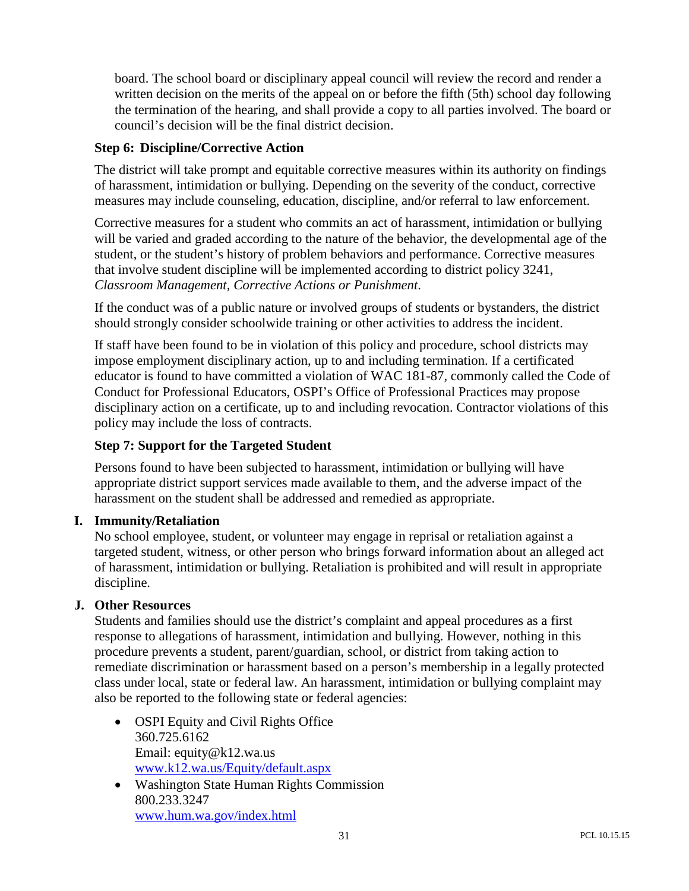board. The school board or disciplinary appeal council will review the record and render a written decision on the merits of the appeal on or before the fifth (5th) school day following the termination of the hearing, and shall provide a copy to all parties involved. The board or council's decision will be the final district decision.

**Step 6: Discipline/Corrective Action**

The district will take prompt and equitable corrective measures within its authority on findings of harassment, intimidation or bullying. Depending on the severity of the conduct, corrective measures may include counseling, education, discipline, and/or referral to law enforcement.

Corrective measures for a student who commits an act of harassment, intimidation or bullying will be varied and graded according to the nature of the behavior, the developmental age of the student, or the student's history of problem behaviors and performance. Corrective measures that involve student discipline will be implemented according to district policy 3241, *Classroom Management, Corrective Actions or Punishment*.

If the conduct was of a public nature or involved groups of students or bystanders, the district should strongly consider schoolwide training or other activities to address the incident.

If staff have been found to be in violation of this policy and procedure, school districts may impose employment disciplinary action, up to and including termination. If a certificated educator is found to have committed a violation of WAC 181-87, commonly called the Code of Conduct for Professional Educators, OSPI's Office of Professional Practices may propose disciplinary action on a certificate, up to and including revocation. Contractor violations of this policy may include the loss of contracts.

**Step 7: Support for the Targeted Student**

Persons found to have been subjected to harassment, intimidation or bullying will have appropriate district support services made available to them, and the adverse impact of the harassment on the student shall be addressed and remedied as appropriate.

**I. Immunity/Retaliation**

No school employee, student, or volunteer may engage in reprisal or retaliation against a targeted student, witness, or other person who brings forward information about an alleged act of harassment, intimidation or bullying. Retaliation is prohibited and will result in appropriate discipline.

**J. Other Resources**

Students and families should use the district's complaint and appeal procedures as a first response to allegations of harassment, intimidation and bullying. However, nothing in this procedure prevents a student, parent/guardian, school, or district from taking action to remediate discrimination or harassment based on a person's membership in a legally protected class under local, state or federal law. An harassment, intimidation or bullying complaint may also be reported to the following state or federal agencies:

- OSPI Equity and Civil Rights Office
  360.725.6162
  Email: equity@k12.wa.us
  [www.k12.wa.us/Equity/default.aspx](www.k12.wa.us/Equity/default.aspx)
- Washington State Human Rights Commission
  800.233.3247
  [www.hum.wa.gov/index.html](www.hum.wa.gov/index.html)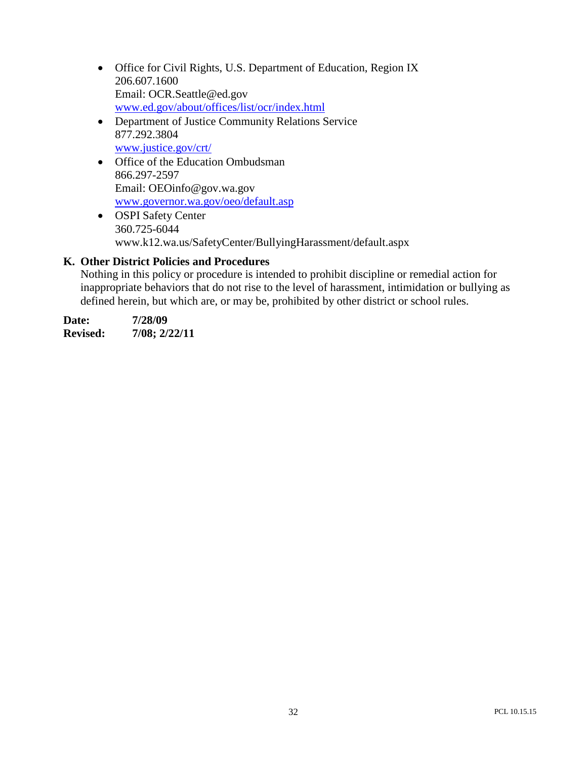- Office for Civil Rights, U.S. Department of Education, Region IX
  206.607.1600
  Email: OCR.Seattle@ed.gov
  www.ed.gov/about/offices/list/ocr/index.html
- Department of Justice Community Relations Service
  877.292.3804
  www.justice.gov/crt/
- Office of the Education Ombudsman
  866.297-2597
  Email: OEOinfo@gov.wa.gov
  www.governor.wa.gov/oeo/default.asp
- OSPI Safety Center
  360.725-6044
  www.k12.wa.us/SafetyCenter/BullyingHarassment/default.aspx

### K. Other District Policies and Procedures

Nothing in this policy or procedure is intended to prohibit discipline or remedial action for inappropriate behaviors that do not rise to the level of harassment, intimidation or bullying as defined herein, but which are, or may be, prohibited by other district or school rules.

**Date:** **7/28/09**
**Revised:** **7/08; 2/22/11**